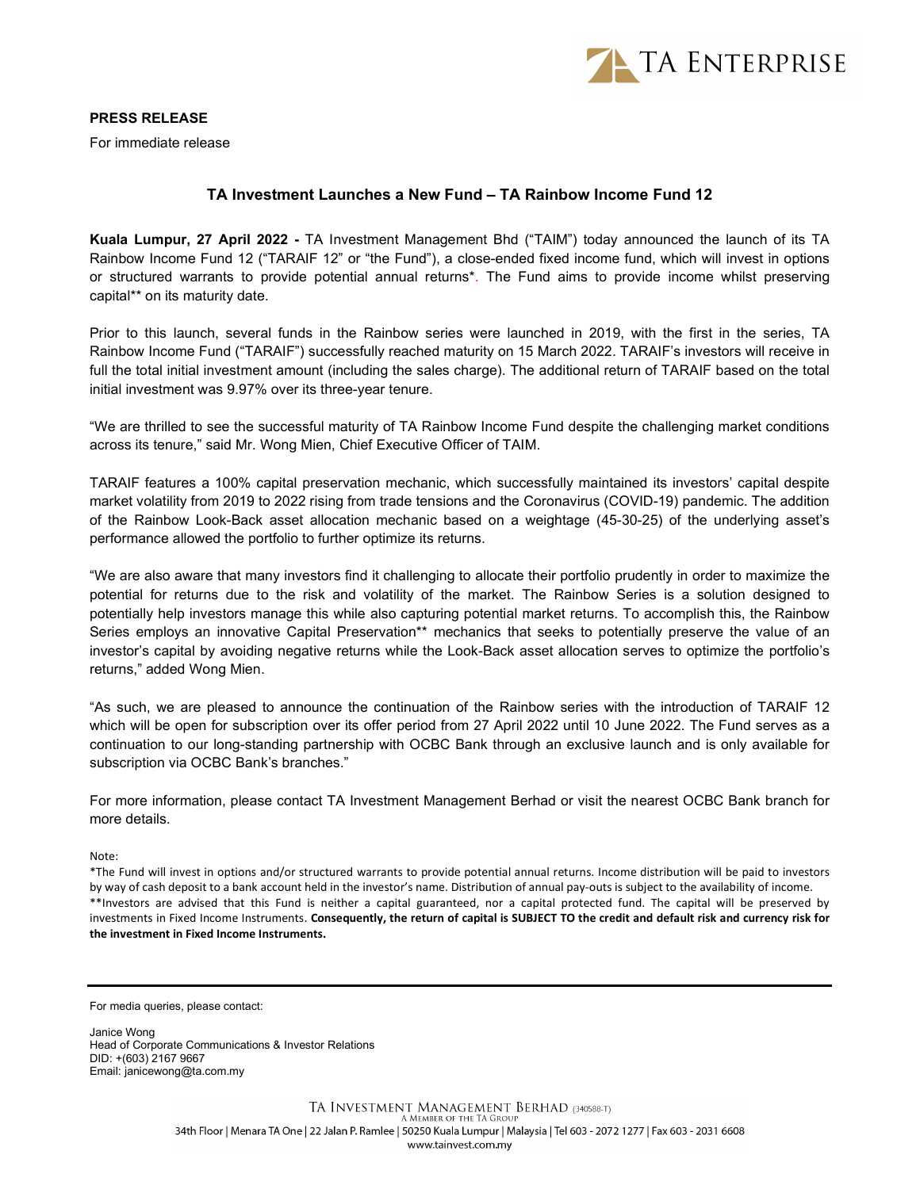TA ENTERPRISE

**PRESS RELEASE**

For immediate release

## TA Investment Launches a New Fund – TA Rainbow Income Fund 12

**Kuala Lumpur, 27 April 2022 -** TA Investment Management Bhd ("TAIM") today announced the launch of its TA Rainbow Income Fund 12 ("TARAIF 12" or "the Fund"), a close-ended fixed income fund, which will invest in options or structured warrants to provide potential annual returns*. The Fund aims to provide income whilst preserving capital** on its maturity date.

Prior to this launch, several funds in the Rainbow series were launched in 2019, with the first in the series, TA Rainbow Income Fund ("TARAIF") successfully reached maturity on 15 March 2022. TARAIF's investors will receive in full the total initial investment amount (including the sales charge). The additional return of TARAIF based on the total initial investment was 9.97% over its three-year tenure.

"We are thrilled to see the successful maturity of TA Rainbow Income Fund despite the challenging market conditions across its tenure," said Mr. Wong Mien, Chief Executive Officer of TAIM.

TARAIF features a 100% capital preservation mechanic, which successfully maintained its investors' capital despite market volatility from 2019 to 2022 rising from trade tensions and the Coronavirus (COVID-19) pandemic. The addition of the Rainbow Look-Back asset allocation mechanic based on a weightage (45-30-25) of the underlying asset's performance allowed the portfolio to further optimize its returns.

"We are also aware that many investors find it challenging to allocate their portfolio prudently in order to maximize the potential for returns due to the risk and volatility of the market. The Rainbow Series is a solution designed to potentially help investors manage this while also capturing potential market returns. To accomplish this, the Rainbow Series employs an innovative Capital Preservation** mechanics that seeks to potentially preserve the value of an investor's capital by avoiding negative returns while the Look-Back asset allocation serves to optimize the portfolio's returns," added Wong Mien.

"As such, we are pleased to announce the continuation of the Rainbow series with the introduction of TARAIF 12 which will be open for subscription over its offer period from 27 April 2022 until 10 June 2022. The Fund serves as a continuation to our long-standing partnership with OCBC Bank through an exclusive launch and is only available for subscription via OCBC Bank's branches."

For more information, please contact TA Investment Management Berhad or visit the nearest OCBC Bank branch for more details.

Note:

*The Fund will invest in options and/or structured warrants to provide potential annual returns. Income distribution will be paid to investors by way of cash deposit to a bank account held in the investor's name. Distribution of annual pay-outs is subject to the availability of income.

**Investors are advised that this Fund is neither a capital guaranteed, nor a capital protected fund. The capital will be preserved by investments in Fixed Income Instruments. **Consequently, the return of capital is SUBJECT TO the credit and default risk and currency risk for the investment in Fixed Income Instruments.**

---

For media queries, please contact:

Janice Wong
Head of Corporate Communications & Investor Relations
DID: +(603) 2167 9667
Email: janicewong@ta.com.my

TA INVESTMENT MANAGEMENT BERHAD (340588-T)
A MEMBER OF THE TA GROUP
34th Floor | Menara TA One | 22 Jalan P. Ramlee | 50250 Kuala Lumpur | Malaysia | Tel 603 - 2072 1277 | Fax 603 - 2031 6608
www.tainvest.com.my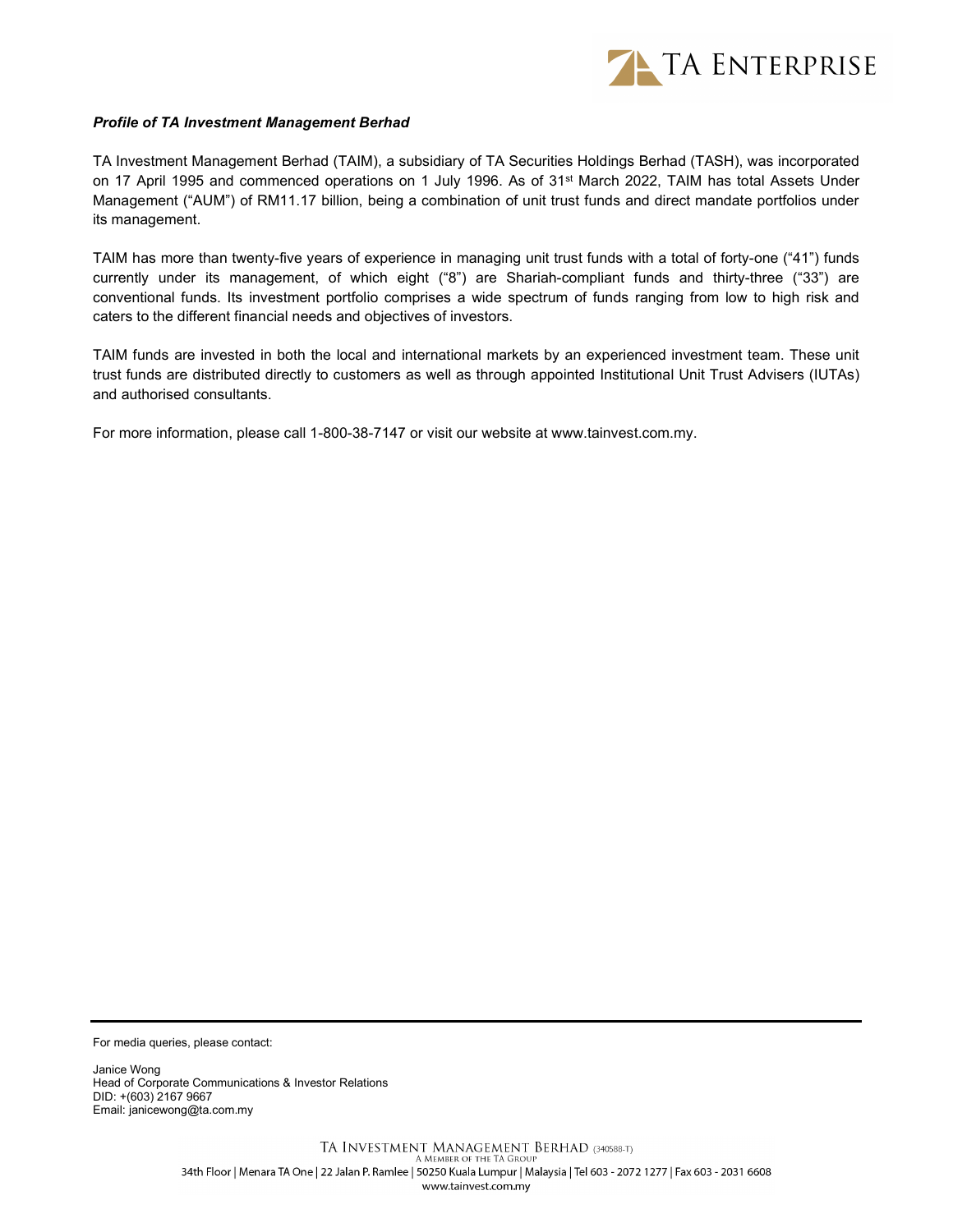***Profile of TA Investment Management Berhad***

TA Investment Management Berhad (TAIM), a subsidiary of TA Securities Holdings Berhad (TASH), was incorporated on 17 April 1995 and commenced operations on 1 July 1996. As of 31st March 2022, TAIM has total Assets Under Management ("AUM") of RM11.17 billion, being a combination of unit trust funds and direct mandate portfolios under its management.

TAIM has more than twenty-five years of experience in managing unit trust funds with a total of forty-one ("41") funds currently under its management, of which eight ("8") are Shariah-compliant funds and thirty-three ("33") are conventional funds. Its investment portfolio comprises a wide spectrum of funds ranging from low to high risk and caters to the different financial needs and objectives of investors.

TAIM funds are invested in both the local and international markets by an experienced investment team. These unit trust funds are distributed directly to customers as well as through appointed Institutional Unit Trust Advisers (IUTAs) and authorised consultants.

For more information, please call 1-800-38-7147 or visit our website at www.tainvest.com.my.

---

For media queries, please contact:

Janice Wong
Head of Corporate Communications & Investor Relations
DID: +(603) 2167 9667
Email: janicewong@ta.com.my